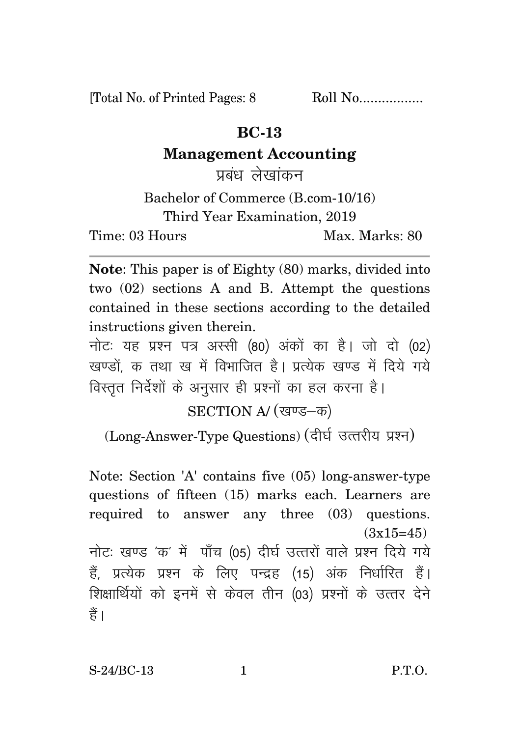[Total No. of Printed Pages: 8 Roll No.................

# BC-13

## Management Accounting

प्रबंध लेखांकन

Bachelor of Commerce (B.com-10/16)

Third Year Examination, 2019

Time: 03 Hours Max. Marks: 80

---

**Note**: This paper is of Eighty (80) marks, divided into two (02) sections A and B. Attempt the questions contained in these sections according to the detailed instructions given therein.

नोटः यह प्रश्न पत्र अस्सी (80) अंकों का है। जो दो (02) खण्डों, क तथा ख में विभाजित है। प्रत्येक खण्ड में दिये गये विस्तृत निर्देशों के अनुसार ही प्रश्नों का हल करना है।

### SECTION A/ (खण्ड–क)

### (Long-Answer-Type Questions) (दीर्घ उत्तरीय प्रश्न)

Note: Section 'A' contains five (05) long-answer-type questions of fifteen (15) marks each. Learners are required to answer any three (03) questions. (3x15=45)

नोटः खण्ड 'क' में पाँच (05) दीर्घ उत्तरों वाले प्रश्न दिये गये हैं, प्रत्येक प्रश्न के लिए पन्द्रह (15) अंक निर्धारित हैं। शिक्षार्थियों को इनमें से केवल तीन (03) प्रश्नों के उत्तर देने हैं।

S-24/BC-13 P.T.O.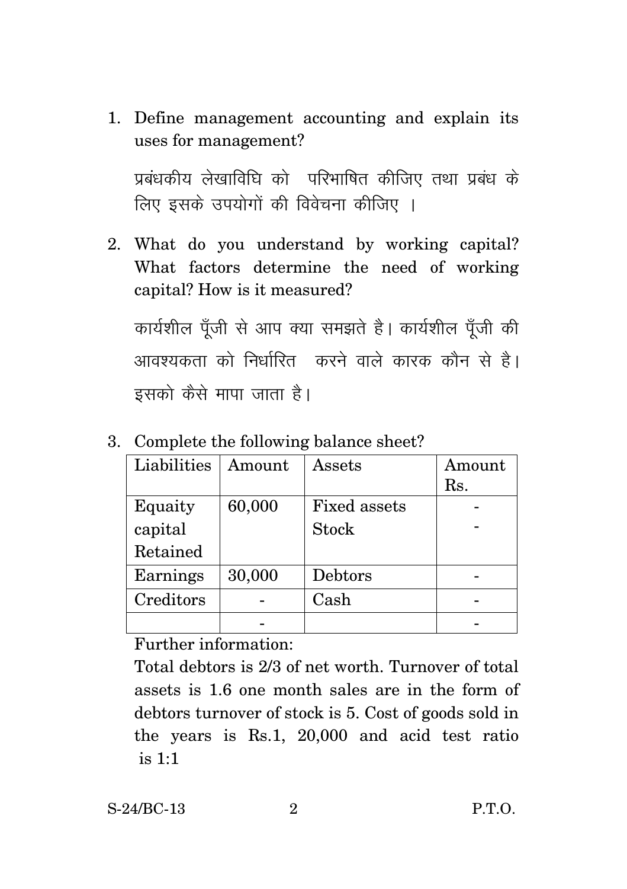1. Define management accounting and explain its uses for management?

   प्रबंधकीय लेखाविधि को परिभाषित कीजिए तथा प्रबंध के लिए इसके उपयोगों की विवेचना कीजिए ।

2. What do you understand by working capital? What factors determine the need of working capital? How is it measured?

   कार्यशील पूँजी से आप क्या समझते है। कार्यशील पूँजी की आवश्यकता को निर्धारित करने वाले कारक कौन से है। इसको कैसे मापा जाता है।

3. Complete the following balance sheet?

| Liabilities | Amount | Assets | Amount Rs. |
|---|---|---|---|
| Equaity capital Retained | 60,000 | Fixed assets Stock | - <br> - |
| Earnings | 30,000 | Debtors | - |
| Creditors | - | Cash | - |
| | - | | - |

Further information:

Total debtors is 2/3 of net worth. Turnover of total assets is 1.6 one month sales are in the form of debtors turnover of stock is 5. Cost of goods sold in the years is Rs.1, 20,000 and acid test ratio is 1:1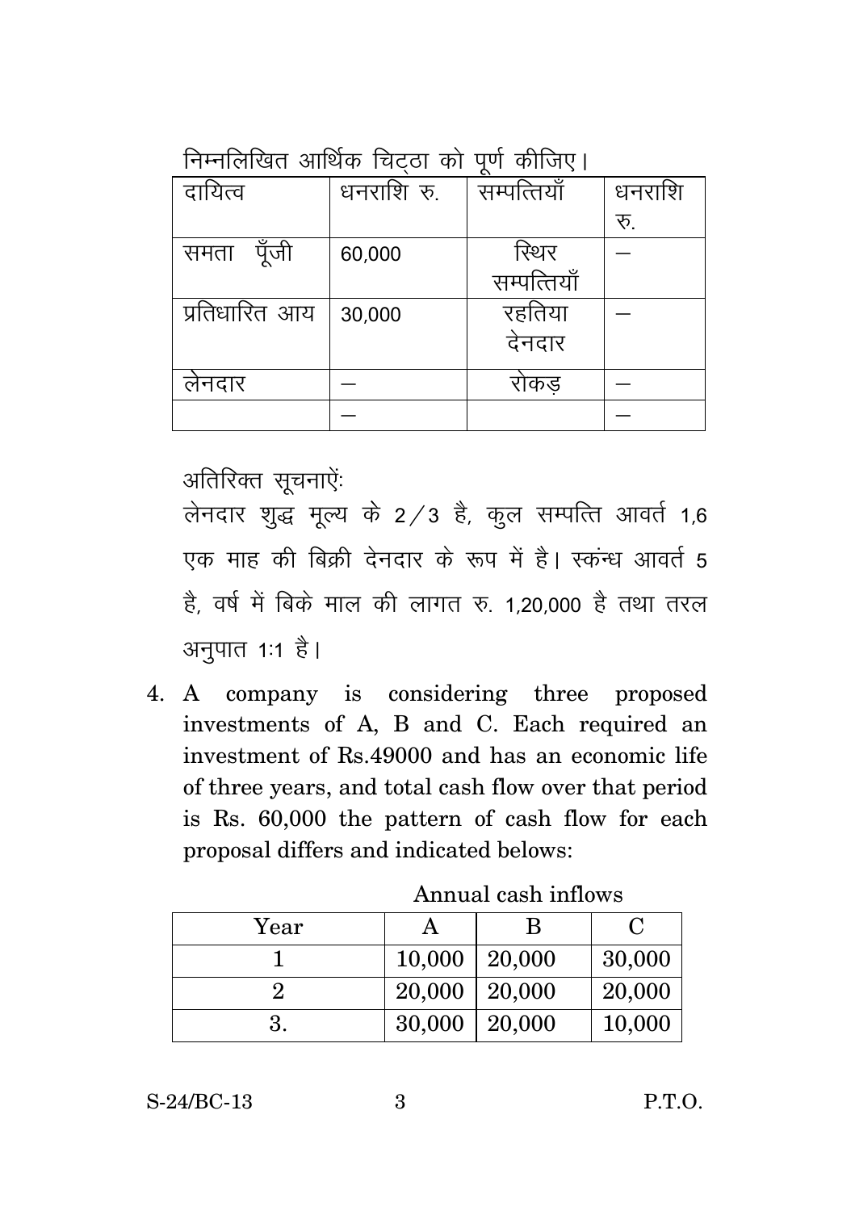निम्नलिखित आर्थिक चिट्ठा को पूर्ण कीजिए।

| दायित्व | धनराशि रु. | सम्पत्तियाँ | धनराशि रु. |
|---|---|---|---|
| समता पूँजी | 60,000 | स्थिर सम्पत्तियाँ | — |
| प्रतिधारित आय | 30,000 | रहतिया देनदार | — |
| लेनदार | — | रोकड़ | — |
| | — | | — |

अतिरिक्त सूचनाएं:

लेनदार शुद्ध मूल्य के 2/3 है, कुल सम्पत्ति आवर्त 1,6 एक माह की बिक्री देनदार के रूप में है। स्कंन्ध आवर्त 5 है, वर्ष में बिके माल की लागत रु. 1,20,000 है तथा तरल अनुपात 1:1 है।

4. A company is considering three proposed investments of A, B and C. Each required an investment of Rs.49000 and has an economic life of three years, and total cash flow over that period is Rs. 60,000 the pattern of cash flow for each proposal differs and indicated belows:

Annual cash inflows

| Year | A | B | C |
|---|---|---|---|
| 1 | 10,000 | 20,000 | 30,000 |
| 2 | 20,000 | 20,000 | 20,000 |
| 3. | 30,000 | 20,000 | 10,000 |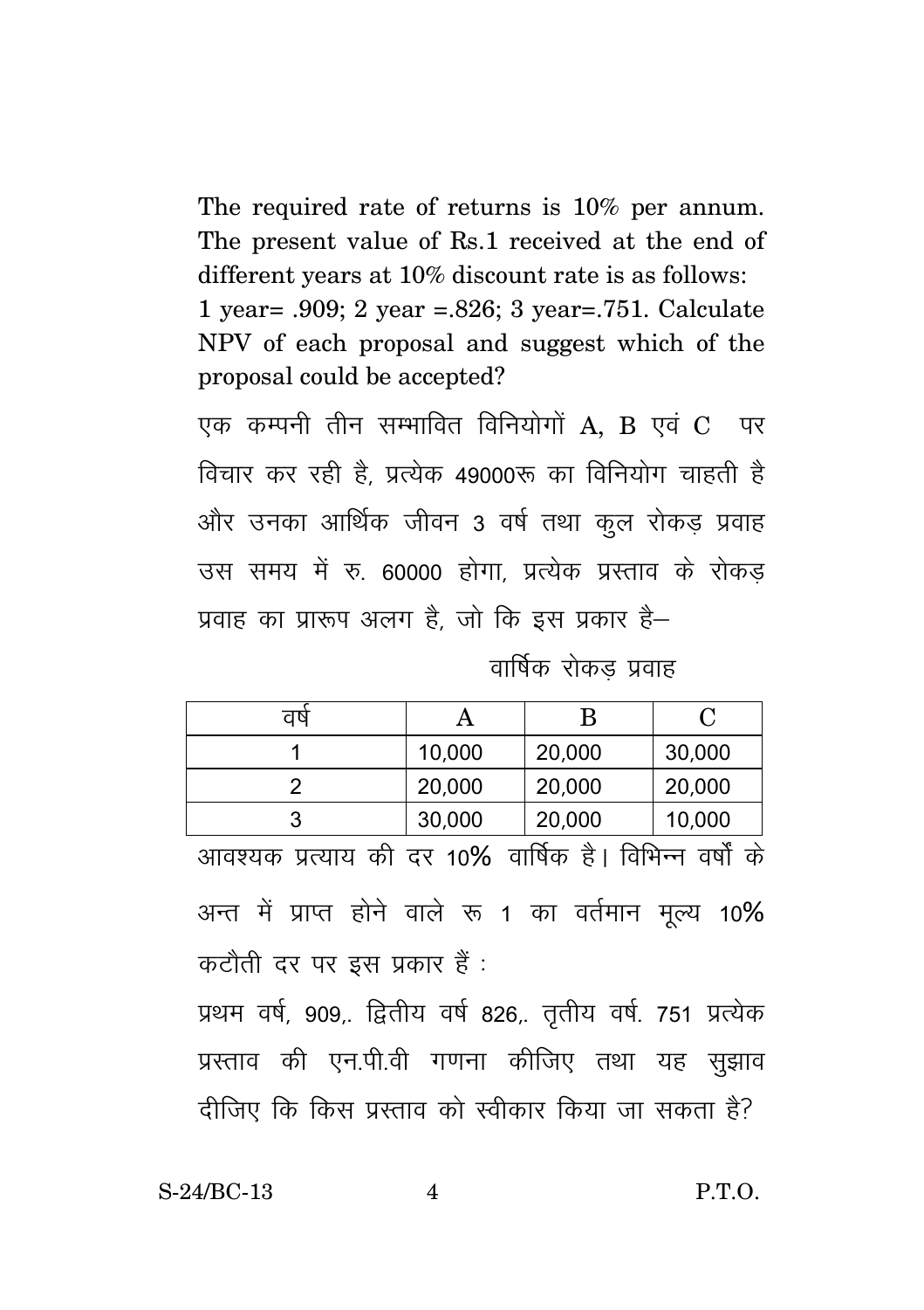The required rate of returns is 10% per annum. The present value of Rs.1 received at the end of different years at 10% discount rate is as follows: 1 year= .909; 2 year =.826; 3 year=.751. Calculate NPV of each proposal and suggest which of the proposal could be accepted?

एक कम्पनी तीन सम्भावित विनियोगों A, B एवं C पर विचार कर रही है, प्रत्येक 49000रू का विनियोग चाहती है और उनका आर्थिक जीवन 3 वर्ष तथा कुल रोकड़ प्रवाह उस समय में रु. 60000 होगा, प्रत्येक प्रस्ताव के रोकड़ प्रवाह का प्रारूप अलग है, जो कि इस प्रकार है–

वार्षिक रोकड़ प्रवाह

| वर्ष | A | B | C |
|---|---|---|---|
| 1 | 10,000 | 20,000 | 30,000 |
| 2 | 20,000 | 20,000 | 20,000 |
| 3 | 30,000 | 20,000 | 10,000 |

आवश्यक प्रत्याय की दर 10% वार्षिक है। विभिन्न वर्षों के अन्त में प्राप्त होने वाले रू 1 का वर्तमान मूल्य 10% कटौती दर पर इस प्रकार हैं :

प्रथम वर्ष, 909,. द्वितीय वर्ष 826,. तृतीय वर्ष. 751 प्रत्येक प्रस्ताव की एन.पी.वी गणना कीजिए तथा यह सुझाव दीजिए कि किस प्रस्ताव को स्वीकार किया जा सकता है?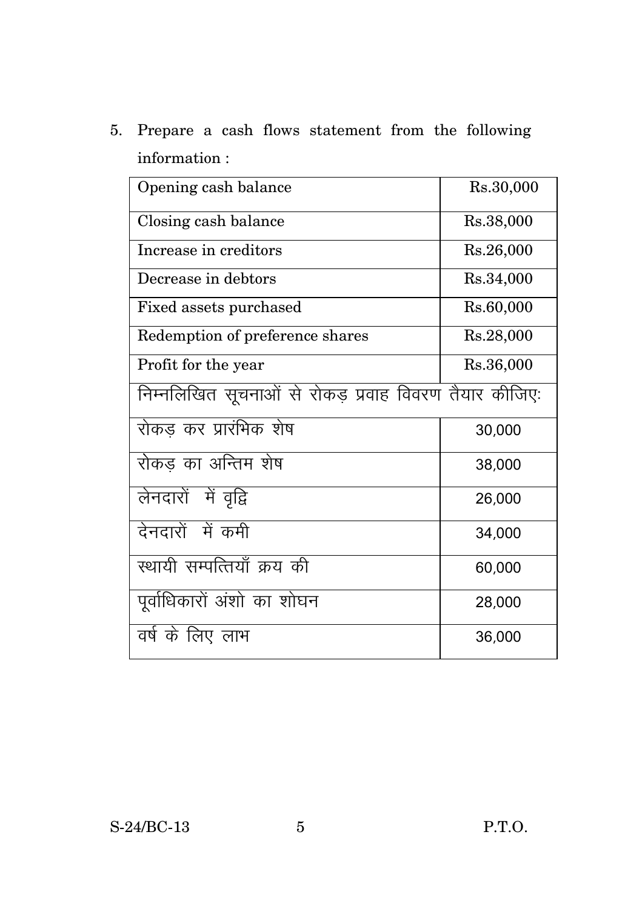5. Prepare a cash flows statement from the following information :

| Opening cash balance | Rs.30,000 |
|---|---|
| Closing cash balance | Rs.38,000 |
| Increase in creditors | Rs.26,000 |
| Decrease in debtors | Rs.34,000 |
| Fixed assets purchased | Rs.60,000 |
| Redemption of preference shares | Rs.28,000 |
| Profit for the year | Rs.36,000 |

निम्नलिखित सूचनाओं से रोकड़ प्रवाह विवरण तैयार कीजिए:

| रोकड़ कर प्रारंभिक शेष | 30,000 |
|---|---|
| रोकड़ का अन्तिम शेष | 38,000 |
| लेनदारों में वृद्वि | 26,000 |
| देनदारों में कमी | 34,000 |
| स्थायी सम्पत्तियाँ क्रय की | 60,000 |
| पूर्वाधिकारों अंशो का शोघन | 28,000 |
| वर्ष के लिए लाभ | 36,000 |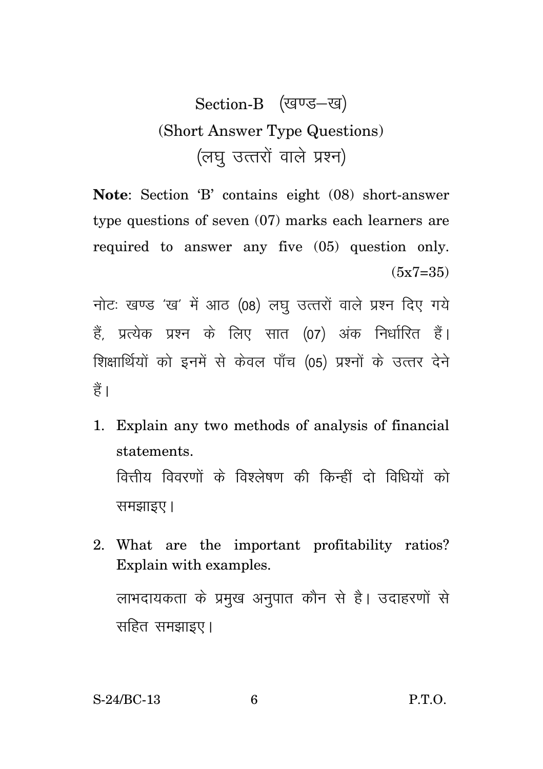# Section-B (खण्ड–ख)

## (Short Answer Type Questions)

## (लघु उत्तरों वाले प्रश्न)

**Note**: Section 'B' contains eight (08) short-answer type questions of seven (07) marks each learners are required to answer any five (05) question only. (5x7=35)

नोटः खण्ड 'ख' में आठ (08) लघु उत्तरों वाले प्रश्न दिए गये हैं, प्रत्येक प्रश्न के लिए सात (07) अंक निर्धारित हैं। शिक्षार्थियों को इनमें से केवल पाँच (05) प्रश्नों के उत्तर देने हैं।

1. Explain any two methods of analysis of financial statements.

   वित्तीय विवरणों के विश्लेषण की किन्हीं दो विधियों को समझाइए।

2. What are the important profitability ratios? Explain with examples.

   लाभदायकता के प्रमुख अनुपात कौन से है। उदाहरणों से सहित समझाइए।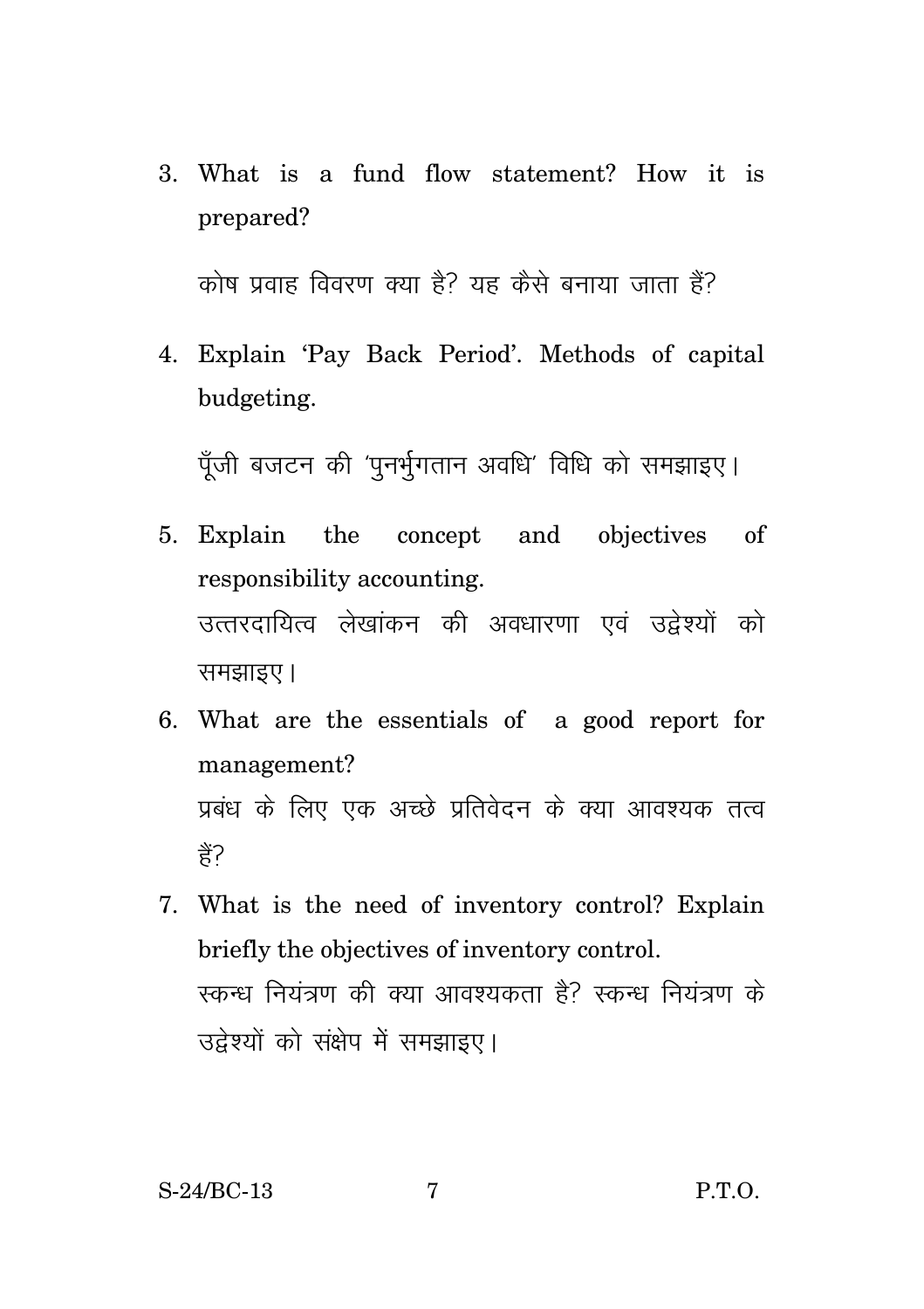3. What is a fund flow statement? How it is prepared?

   कोष प्रवाह विवरण क्या है? यह कैसे बनाया जाता हैं?

4. Explain 'Pay Back Period'. Methods of capital budgeting.

   पूँजी बजटन की 'पुनर्भुगतान अवधि' विधि को समझाइए।

5. Explain the concept and objectives of responsibility accounting.

   उत्तरदायित्व लेखांकन की अवधारणा एवं उद्देश्यों को समझाइए।

6. What are the essentials of a good report for management?

   प्रबंध के लिए एक अच्छे प्रतिवेदन के क्या आवश्यक तत्व हैं?

7. What is the need of inventory control? Explain briefly the objectives of inventory control.

   स्कन्ध नियंत्रण की क्या आवश्यकता है? स्कन्ध नियंत्रण के उद्देश्यों को संक्षेप में समझाइए।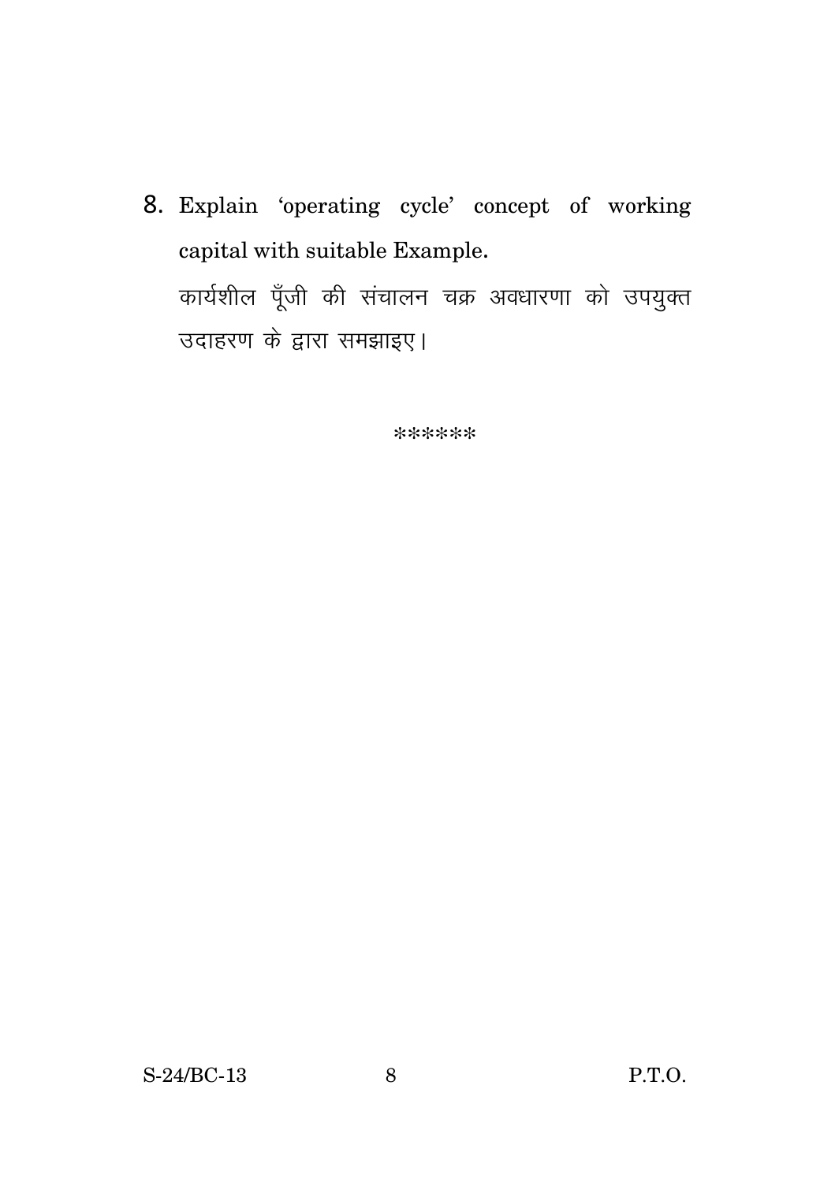8. Explain 'operating cycle' concept of working capital with suitable Example.

कार्यशील पूँजी की संचालन चक्र अवधारणा को उपयुक्त उदाहरण के द्वारा समझाइए।

******